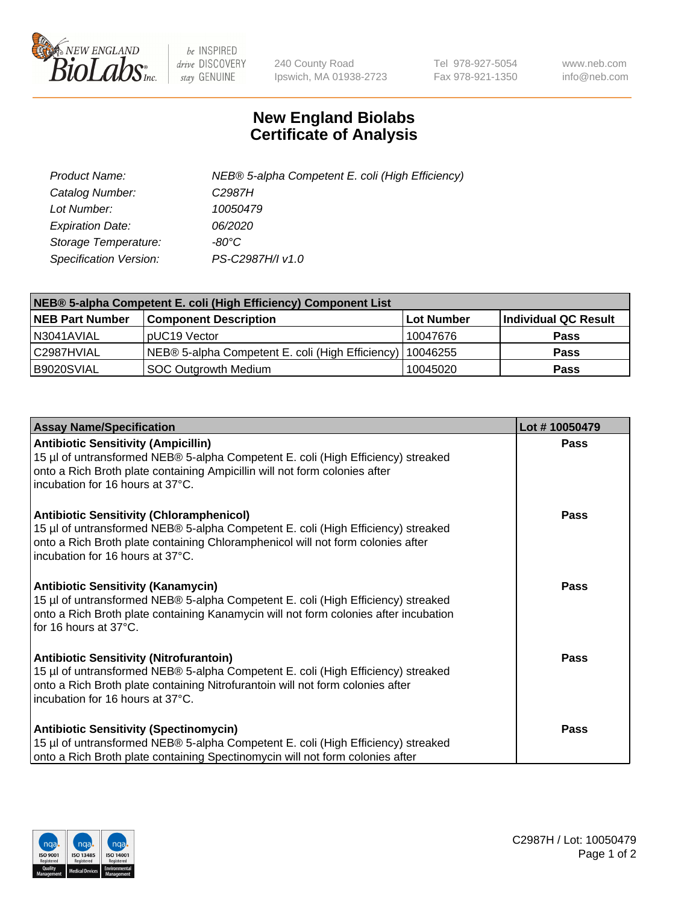NEW ENGLAND BioLabs Inc. — be INSPIRED drive DISCOVERY stay GENUINE

240 County Road
Ipswich, MA 01938-2723

Tel 978-927-5054
Fax 978-921-1350

www.neb.com
info@neb.com

# New England Biolabs
# Certificate of Analysis

| | |
|---|---|
| *Product Name:* | *NEB® 5-alpha Competent E. coli (High Efficiency)* |
| *Catalog Number:* | *C2987H* |
| *Lot Number:* | *10050479* |
| *Expiration Date:* | *06/2020* |
| *Storage Temperature:* | *-80°C* |
| *Specification Version:* | *PS-C2987H/I v1.0* |

| **NEB® 5-alpha Competent E. coli (High Efficiency) Component List** | | | |
|---|---|---|---|
| **NEB Part Number** | **Component Description** | **Lot Number** | **Individual QC Result** |
| N3041AVIAL | pUC19 Vector | 10047676 | **Pass** |
| C2987HVIAL | NEB® 5-alpha Competent E. coli (High Efficiency) | 10046255 | **Pass** |
| B9020SVIAL | SOC Outgrowth Medium | 10045020 | **Pass** |

| **Assay Name/Specification** | **Lot # 10050479** |
|---|---|
| **Antibiotic Sensitivity (Ampicillin)**<br>15 µl of untransformed NEB® 5-alpha Competent E. coli (High Efficiency) streaked onto a Rich Broth plate containing Ampicillin will not form colonies after incubation for 16 hours at 37°C. | **Pass** |
| **Antibiotic Sensitivity (Chloramphenicol)**<br>15 µl of untransformed NEB® 5-alpha Competent E. coli (High Efficiency) streaked onto a Rich Broth plate containing Chloramphenicol will not form colonies after incubation for 16 hours at 37°C. | **Pass** |
| **Antibiotic Sensitivity (Kanamycin)**<br>15 µl of untransformed NEB® 5-alpha Competent E. coli (High Efficiency) streaked onto a Rich Broth plate containing Kanamycin will not form colonies after incubation for 16 hours at 37°C. | **Pass** |
| **Antibiotic Sensitivity (Nitrofurantoin)**<br>15 µl of untransformed NEB® 5-alpha Competent E. coli (High Efficiency) streaked onto a Rich Broth plate containing Nitrofurantoin will not form colonies after incubation for 16 hours at 37°C. | **Pass** |
| **Antibiotic Sensitivity (Spectinomycin)**<br>15 µl of untransformed NEB® 5-alpha Competent E. coli (High Efficiency) streaked onto a Rich Broth plate containing Spectinomycin will not form colonies after | **Pass** |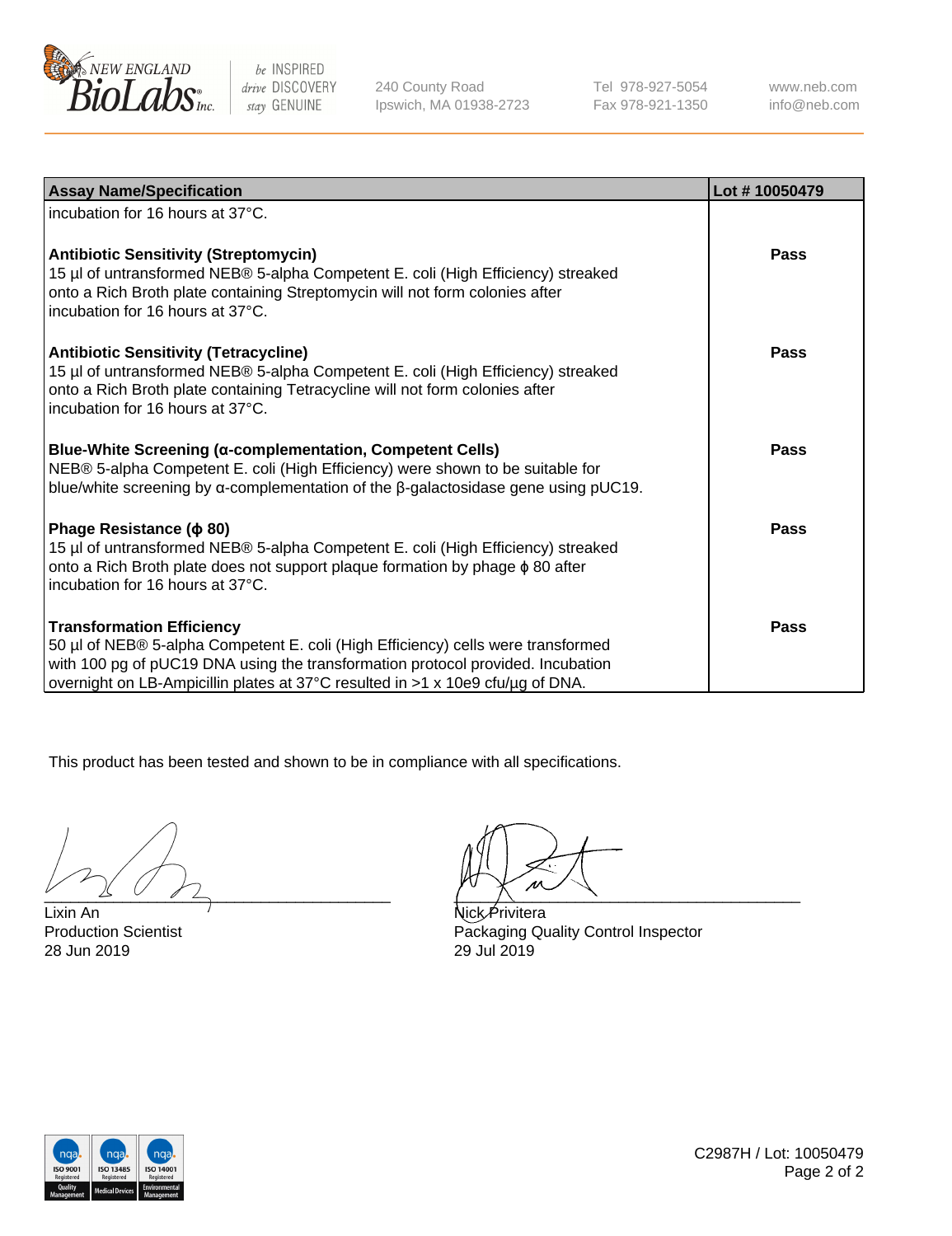| Assay Name/Specification | Lot # 10050479 |
|---|---|
| incubation for 16 hours at 37°C. | |
| **Antibiotic Sensitivity (Streptomycin)**<br>15 µl of untransformed NEB® 5-alpha Competent E. coli (High Efficiency) streaked onto a Rich Broth plate containing Streptomycin will not form colonies after incubation for 16 hours at 37°C. | **Pass** |
| **Antibiotic Sensitivity (Tetracycline)**<br>15 µl of untransformed NEB® 5-alpha Competent E. coli (High Efficiency) streaked onto a Rich Broth plate containing Tetracycline will not form colonies after incubation for 16 hours at 37°C. | **Pass** |
| **Blue-White Screening (α-complementation, Competent Cells)**<br>NEB® 5-alpha Competent E. coli (High Efficiency) were shown to be suitable for blue/white screening by α-complementation of the β-galactosidase gene using pUC19. | **Pass** |
| **Phage Resistance (ϕ 80)**<br>15 µl of untransformed NEB® 5-alpha Competent E. coli (High Efficiency) streaked onto a Rich Broth plate does not support plaque formation by phage ϕ 80 after incubation for 16 hours at 37°C. | **Pass** |
| **Transformation Efficiency**<br>50 µl of NEB® 5-alpha Competent E. coli (High Efficiency) cells were transformed with 100 pg of pUC19 DNA using the transformation protocol provided. Incubation overnight on LB-Ampicillin plates at 37°C resulted in >1 x 10e9 cfu/µg of DNA. | **Pass** |

This product has been tested and shown to be in compliance with all specifications.

Lixin An
Production Scientist
28 Jun 2019

Nick Privitera
Packaging Quality Control Inspector
29 Jul 2019

C2987H / Lot: 10050479